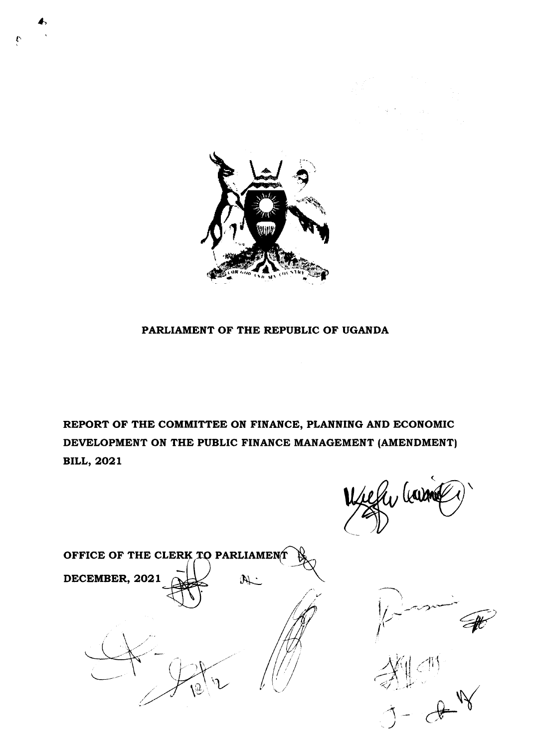**PARLIAMENT OF THE REPUBLIC OF UGANDA**

**REPORT OF THE COMMITTEE ON FINANCE, PLANNING AND ECONOMIC DEVELOPMENT ON THE PUBLIC FINANCE MANAGEMENT (AMENDMENT) BILL, 2021**

**OFFICE OF THE CLERK TO PARLIAMENT**

**DECEMBER, 2021**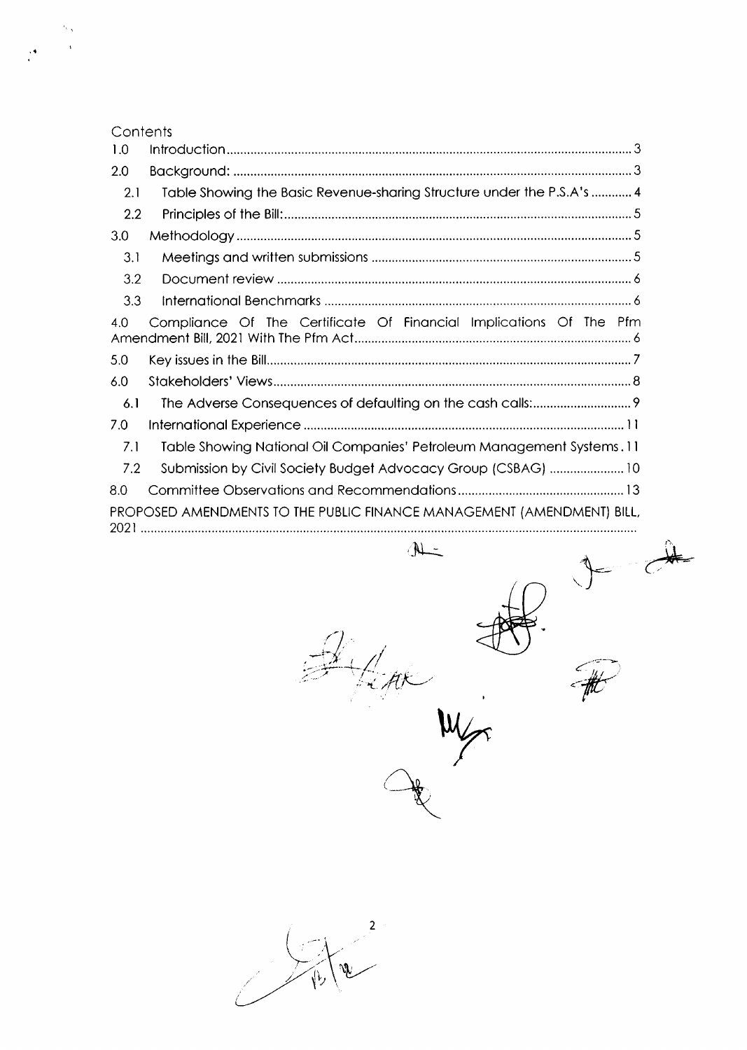Contents

1.0 Introduction ... 3

2.0 Background: ... 3

  2.1 Table Showing the Basic Revenue-sharing Structure under the P.S.A's ... 4

  2.2 Principles of the Bill: ... 5

3.0 Methodology ... 5

  3.1 Meetings and written submissions ... 5

  3.2 Document review ... 6

  3.3 International Benchmarks ... 6

4.0 Compliance Of The Certificate Of Financial Implications Of The Pfm Amendment Bill, 2021 With The Pfm Act ... 6

5.0 Key issues in the Bill ... 7

6.0 Stakeholders' Views ... 8

  6.1 The Adverse Consequences of defaulting on the cash calls: ... 9

7.0 International Experience ... 11

  7.1 Table Showing National Oil Companies' Petroleum Management Systems . 11

  7.2 Submission by Civil Society Budget Advocacy Group (CSBAG) ... 10

8.0 Committee Observations and Recommendations ... 13

PROPOSED AMENDMENTS TO THE PUBLIC FINANCE MANAGEMENT (AMENDMENT) BILL, 2021 ...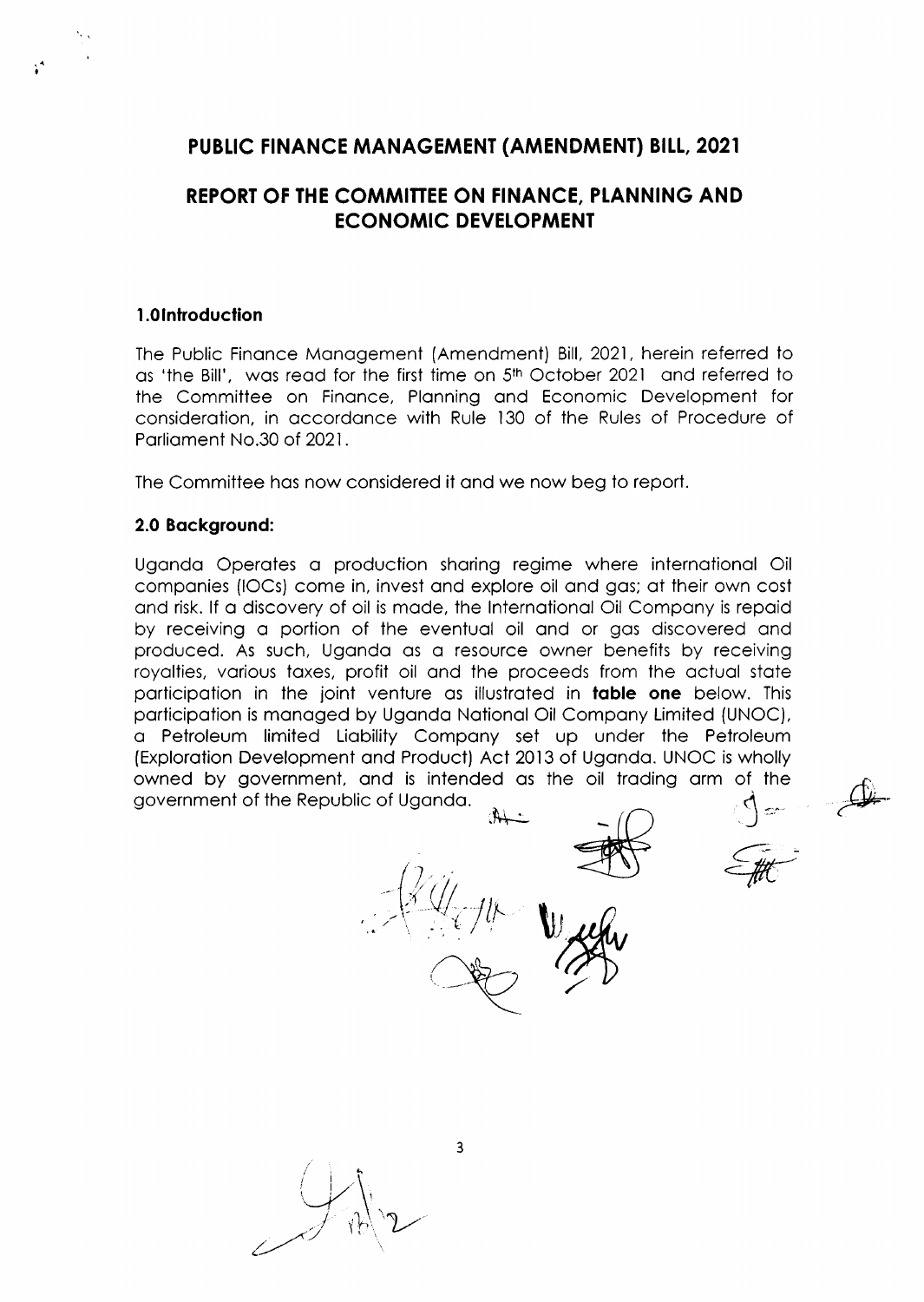# PUBLIC FINANCE MANAGEMENT (AMENDMENT) BILL, 2021

## REPORT OF THE COMMITTEE ON FINANCE, PLANNING AND ECONOMIC DEVELOPMENT

### 1.0Introduction

The Public Finance Management (Amendment) Bill, 2021, herein referred to as 'the Bill', was read for the first time on 5th October 2021 and referred to the Committee on Finance, Planning and Economic Development for consideration, in accordance with Rule 130 of the Rules of Procedure of Parliament No.30 of 2021.

The Committee has now considered it and we now beg to report.

### 2.0 Background:

Uganda Operates a production sharing regime where international Oil companies (IOCs) come in, invest and explore oil and gas; at their own cost and risk. If a discovery of oil is made, the International Oil Company is repaid by receiving a portion of the eventual oil and or gas discovered and produced. As such, Uganda as a resource owner benefits by receiving royalties, various taxes, profit oil and the proceeds from the actual state participation in the joint venture as illustrated in **table one** below. This participation is managed by Uganda National Oil Company Limited (UNOC), a Petroleum limited Liability Company set up under the Petroleum (Exploration Development and Product) Act 2013 of Uganda. UNOC is wholly owned by government, and is intended as the oil trading arm of the government of the Republic of Uganda.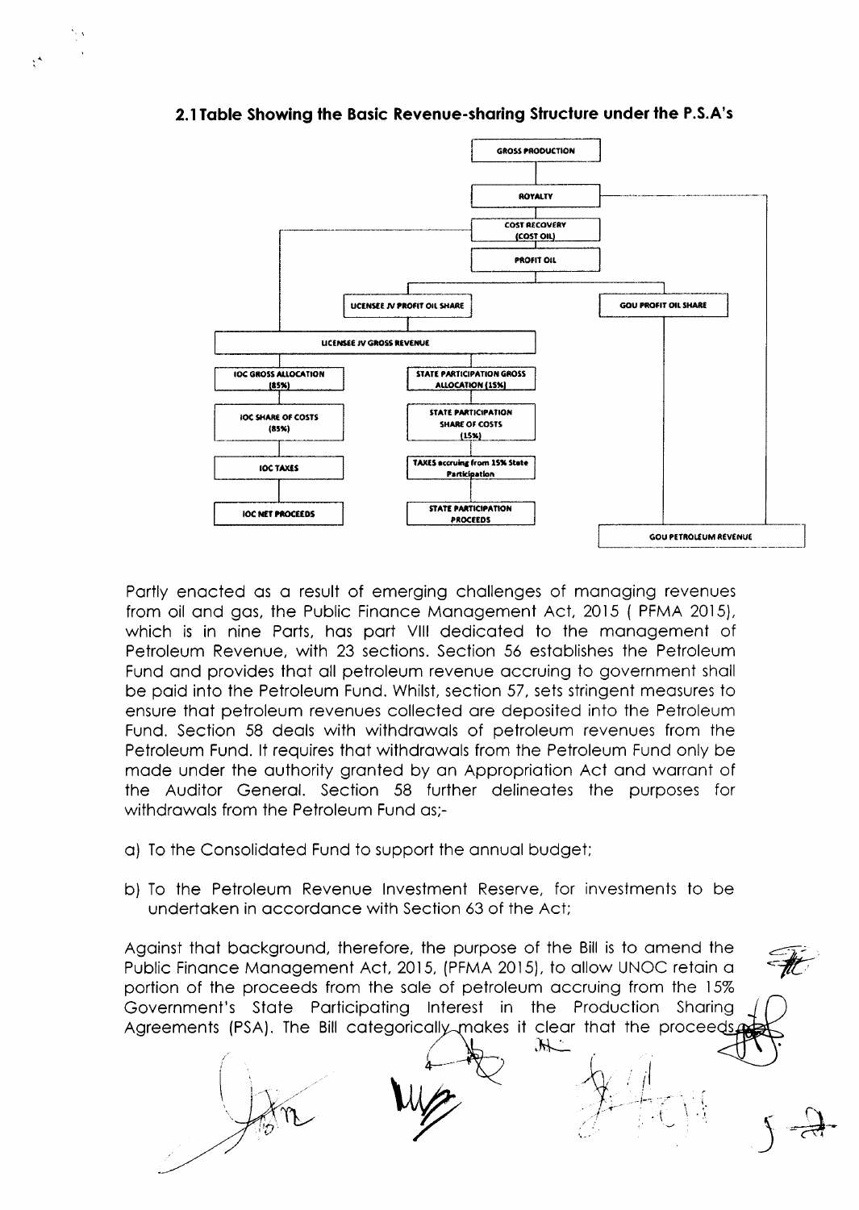## 2.1 Table Showing the Basic Revenue-sharing Structure under the P.S.A's

GROSS PRODUCTION

ROYALTY

COST RECOVERY (COST OIL)

PROFIT OIL

LICENSEE JV PROFIT OIL SHARE

GOU PROFIT OIL SHARE

LICENSEE JV GROSS REVENUE

IOC GROSS ALLOCATION (85%)

STATE PARTICIPATION GROSS ALLOCATION (15%)

IOC SHARE OF COSTS (85%)

STATE PARTICIPATION SHARE OF COSTS (15%)

IOC TAXES

TAXES accruing from 15% State Participation

IOC NET PROCEEDS

STATE PARTICIPATION PROCEEDS

GOU PETROLEUM REVENUE

Partly enacted as a result of emerging challenges of managing revenues from oil and gas, the Public Finance Management Act, 2015 ( PFMA 2015), which is in nine Parts, has part VIII dedicated to the management of Petroleum Revenue, with 23 sections. Section 56 establishes the Petroleum Fund and provides that all petroleum revenue accruing to government shall be paid into the Petroleum Fund. Whilst, section 57, sets stringent measures to ensure that petroleum revenues collected are deposited into the Petroleum Fund. Section 58 deals with withdrawals of petroleum revenues from the Petroleum Fund. It requires that withdrawals from the Petroleum Fund only be made under the authority granted by an Appropriation Act and warrant of the Auditor General. Section 58 further delineates the purposes for withdrawals from the Petroleum Fund as;-

a) To the Consolidated Fund to support the annual budget;

b) To the Petroleum Revenue Investment Reserve, for investments to be undertaken in accordance with Section 63 of the Act;

Against that background, therefore, the purpose of the Bill is to amend the Public Finance Management Act, 2015, (PFMA 2015), to allow UNOC retain a portion of the proceeds from the sale of petroleum accruing from the 15% Government's State Participating Interest in the Production Sharing Agreements (PSA). The Bill categorically makes it clear that the proceeds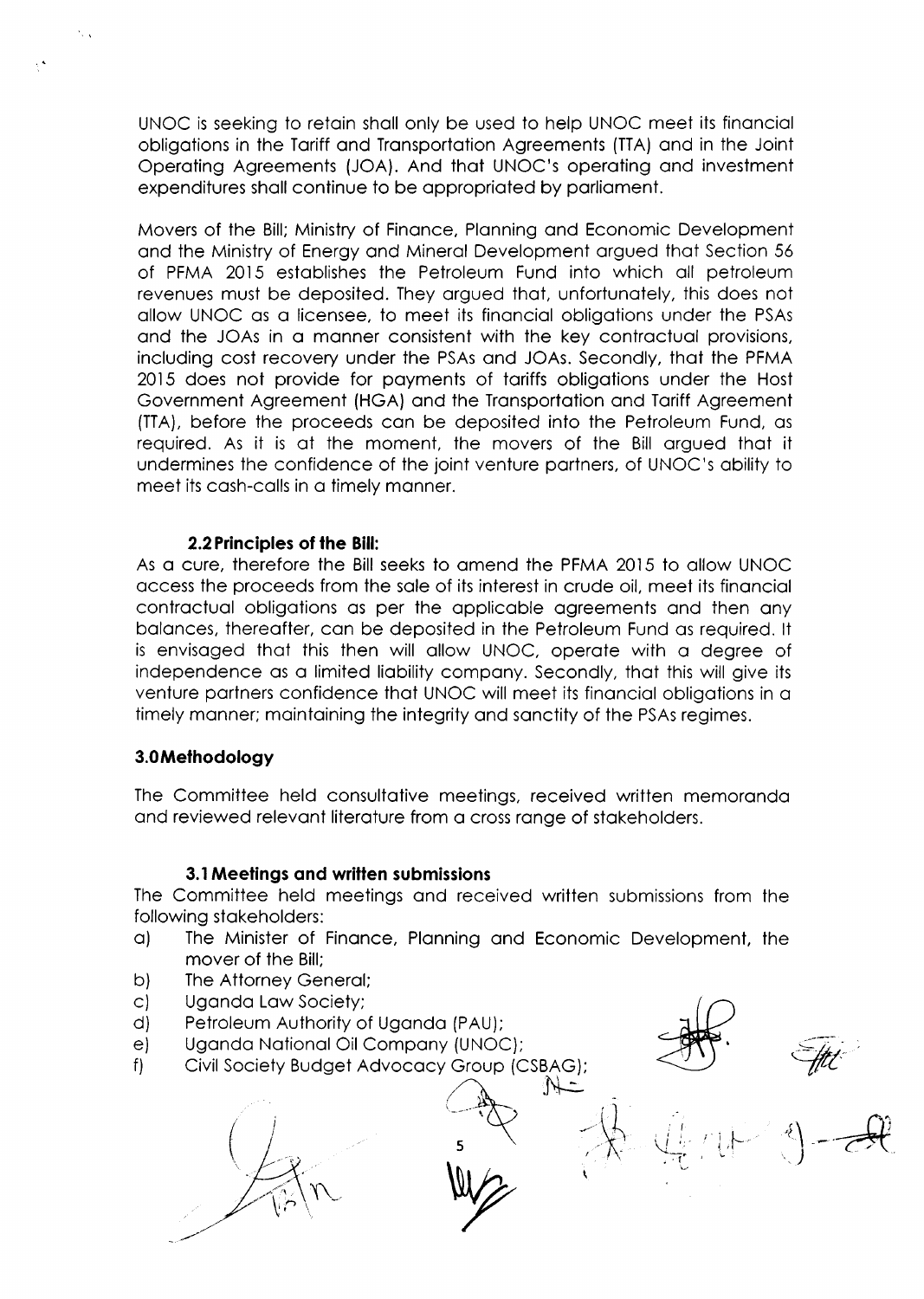UNOC is seeking to retain shall only be used to help UNOC meet its financial obligations in the Tariff and Transportation Agreements (TTA) and in the Joint Operating Agreements (JOA). And that UNOC's operating and investment expenditures shall continue to be appropriated by parliament.

Movers of the Bill; Ministry of Finance, Planning and Economic Development and the Ministry of Energy and Mineral Development argued that Section 56 of PFMA 2015 establishes the Petroleum Fund into which all petroleum revenues must be deposited. They argued that, unfortunately, this does not allow UNOC as a licensee, to meet its financial obligations under the PSAs and the JOAs in a manner consistent with the key contractual provisions, including cost recovery under the PSAs and JOAs. Secondly, that the PFMA 2015 does not provide for payments of tariffs obligations under the Host Government Agreement (HGA) and the Transportation and Tariff Agreement (TTA), before the proceeds can be deposited into the Petroleum Fund, as required. As it is at the moment, the movers of the Bill argued that it undermines the confidence of the joint venture partners, of UNOC's ability to meet its cash-calls in a timely manner.

### 2.2 Principles of the Bill:

As a cure, therefore the Bill seeks to amend the PFMA 2015 to allow UNOC access the proceeds from the sale of its interest in crude oil, meet its financial contractual obligations as per the applicable agreements and then any balances, thereafter, can be deposited in the Petroleum Fund as required. It is envisaged that this then will allow UNOC, operate with a degree of independence as a limited liability company. Secondly, that this will give its venture partners confidence that UNOC will meet its financial obligations in a timely manner; maintaining the integrity and sanctity of the PSAs regimes.

## 3.0 Methodology

The Committee held consultative meetings, received written memoranda and reviewed relevant literature from a cross range of stakeholders.

### 3.1 Meetings and written submissions

The Committee held meetings and received written submissions from the following stakeholders:

a) The Minister of Finance, Planning and Economic Development, the mover of the Bill;
b) The Attorney General;
c) Uganda Law Society;
d) Petroleum Authority of Uganda (PAU);
e) Uganda National Oil Company (UNOC);
f) Civil Society Budget Advocacy Group (CSBAG);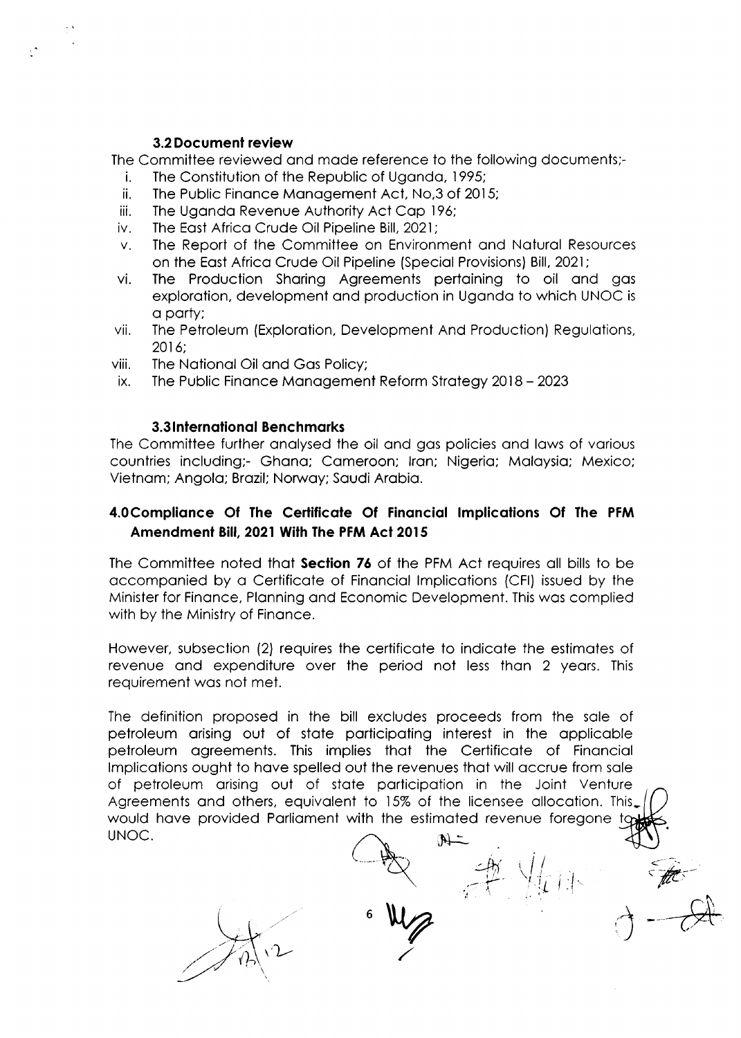### 3.2 Document review

The Committee reviewed and made reference to the following documents;-

i. The Constitution of the Republic of Uganda, 1995;
ii. The Public Finance Management Act, No,3 of 2015;
iii. The Uganda Revenue Authority Act Cap 196;
iv. The East Africa Crude Oil Pipeline Bill, 2021;
v. The Report of the Committee on Environment and Natural Resources on the East Africa Crude Oil Pipeline (Special Provisions) Bill, 2021;
vi. The Production Sharing Agreements pertaining to oil and gas exploration, development and production in Uganda to which UNOC is a party;
vii. The Petroleum (Exploration, Development And Production) Regulations, 2016;
viii. The National Oil and Gas Policy;
ix. The Public Finance Management Reform Strategy 2018 – 2023

### 3.3 International Benchmarks

The Committee further analysed the oil and gas policies and laws of various countries including;- Ghana; Cameroon; Iran; Nigeria; Malaysia; Mexico; Vietnam; Angola; Brazil; Norway; Saudi Arabia.

## 4.0 Compliance Of The Certificate Of Financial Implications Of The PFM Amendment Bill, 2021 With The PFM Act 2015

The Committee noted that **Section 76** of the PFM Act requires all bills to be accompanied by a Certificate of Financial Implications (CFI) issued by the Minister for Finance, Planning and Economic Development. This was complied with by the Ministry of Finance.

However, subsection (2) requires the certificate to indicate the estimates of revenue and expenditure over the period not less than 2 years. This requirement was not met.

The definition proposed in the bill excludes proceeds from the sale of petroleum arising out of state participating interest in the applicable petroleum agreements. This implies that the Certificate of Financial Implications ought to have spelled out the revenues that will accrue from sale of petroleum arising out of state participation in the Joint Venture Agreements and others, equivalent to 15% of the licensee allocation. This would have provided Parliament with the estimated revenue foregone to UNOC.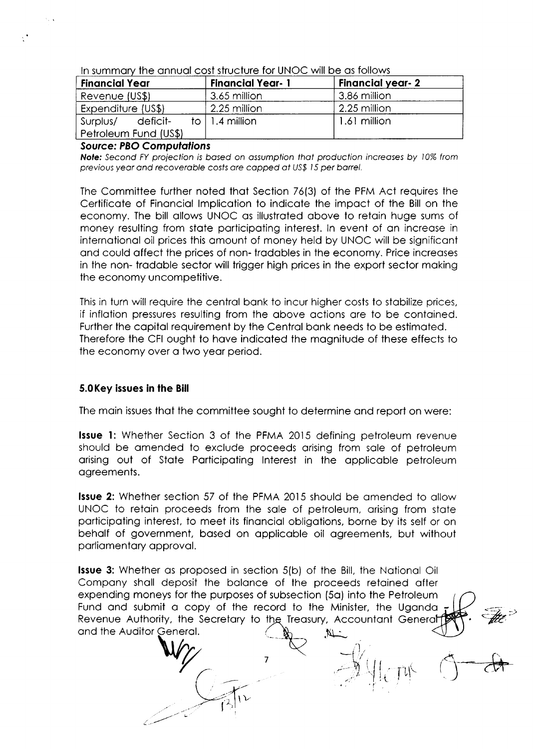In summary the annual cost structure for UNOC will be as follows

| Financial Year | Financial Year- 1 | Financial year- 2 |
|---|---|---|
| Revenue (US$) | 3.65 million | 3.86 million |
| Expenditure (US$) | 2.25 million | 2.25 million |
| Surplus/ deficit- to Petroleum Fund (US$) | 1.4 million | 1.61 million |

***Source: PBO Computations***

***Note:*** *Second FY projection is based on assumption that production increases by 10% from previous year and recoverable costs are capped at US$ 15 per barrel.*

The Committee further noted that Section 76(3) of the PFM Act requires the Certificate of Financial Implication to indicate the impact of the Bill on the economy. The bill allows UNOC as illustrated above to retain huge sums of money resulting from state participating interest. In event of an increase in international oil prices this amount of money held by UNOC will be significant and could affect the prices of non- tradables in the economy. Price increases in the non- tradable sector will trigger high prices in the export sector making the economy uncompetitive.

This in turn will require the central bank to incur higher costs to stabilize prices, if inflation pressures resulting from the above actions are to be contained. Further the capital requirement by the Central bank needs to be estimated. Therefore the CFI ought to have indicated the magnitude of these effects to the economy over a two year period.

## 5.0 Key issues in the Bill

The main issues that the committee sought to determine and report on were:

**Issue 1:** Whether Section 3 of the PFMA 2015 defining petroleum revenue should be amended to exclude proceeds arising from sale of petroleum arising out of State Participating Interest in the applicable petroleum agreements.

**Issue 2:** Whether section 57 of the PFMA 2015 should be amended to allow UNOC to retain proceeds from the sale of petroleum, arising from state participating interest, to meet its financial obligations, borne by its self or on behalf of government, based on applicable oil agreements, but without parliamentary approval.

**Issue 3:** Whether as proposed in section 5(b) of the Bill, the National Oil Company shall deposit the balance of the proceeds retained after expending moneys for the purposes of subsection (5a) into the Petroleum Fund and submit a copy of the record to the Minister, the Uganda Revenue Authority, the Secretary to the Treasury, Accountant General and the Auditor General.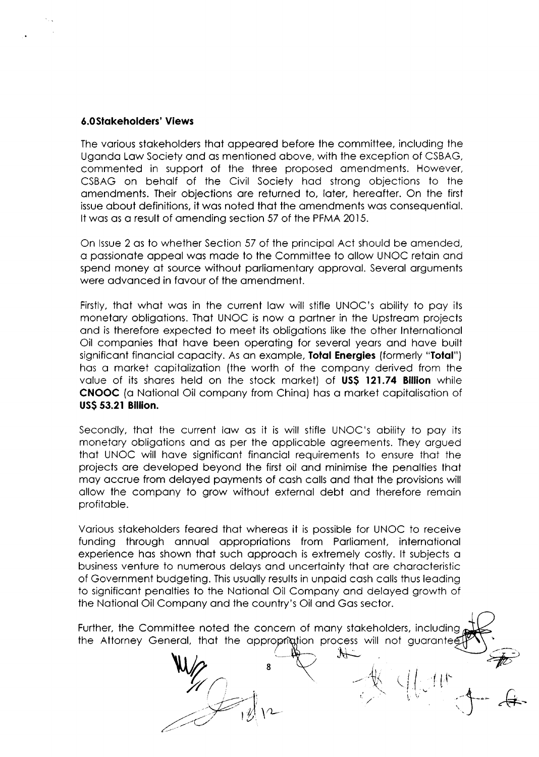### 6.0 Stakeholders' Views

The various stakeholders that appeared before the committee, including the Uganda Law Society and as mentioned above, with the exception of CSBAG, commented in support of the three proposed amendments. However, CSBAG on behalf of the Civil Society had strong objections to the amendments. Their objections are returned to, later, hereafter. On the first issue about definitions, it was noted that the amendments was consequential. It was as a result of amending section 57 of the PFMA 2015.

On Issue 2 as to whether Section 57 of the principal Act should be amended, a passionate appeal was made to the Committee to allow UNOC retain and spend money at source without parliamentary approval. Several arguments were advanced in favour of the amendment.

Firstly, that what was in the current law will stifle UNOC's ability to pay its monetary obligations. That UNOC is now a partner in the Upstream projects and is therefore expected to meet its obligations like the other International Oil companies that have been operating for several years and have built significant financial capacity. As an example, **Total Energies** (formerly "**Total**") has a market capitalization (the worth of the company derived from the value of its shares held on the stock market) of **US$ 121.74 Billion** while **CNOOC** (a National Oil company from China) has a market capitalisation of **US$ 53.21 Billion.**

Secondly, that the current law as it is will stifle UNOC's ability to pay its monetary obligations and as per the applicable agreements. They argued that UNOC will have significant financial requirements to ensure that the projects are developed beyond the first oil and minimise the penalties that may accrue from delayed payments of cash calls and that the provisions will allow the company to grow without external debt and therefore remain profitable.

Various stakeholders feared that whereas it is possible for UNOC to receive funding through annual appropriations from Parliament, international experience has shown that such approach is extremely costly. It subjects a business venture to numerous delays and uncertainty that are characteristic of Government budgeting. This usually results in unpaid cash calls thus leading to significant penalties to the National Oil Company and delayed growth of the National Oil Company and the country's Oil and Gas sector.

Further, the Committee noted the concern of many stakeholders, including the Attorney General, that the appropriation process will not guarantee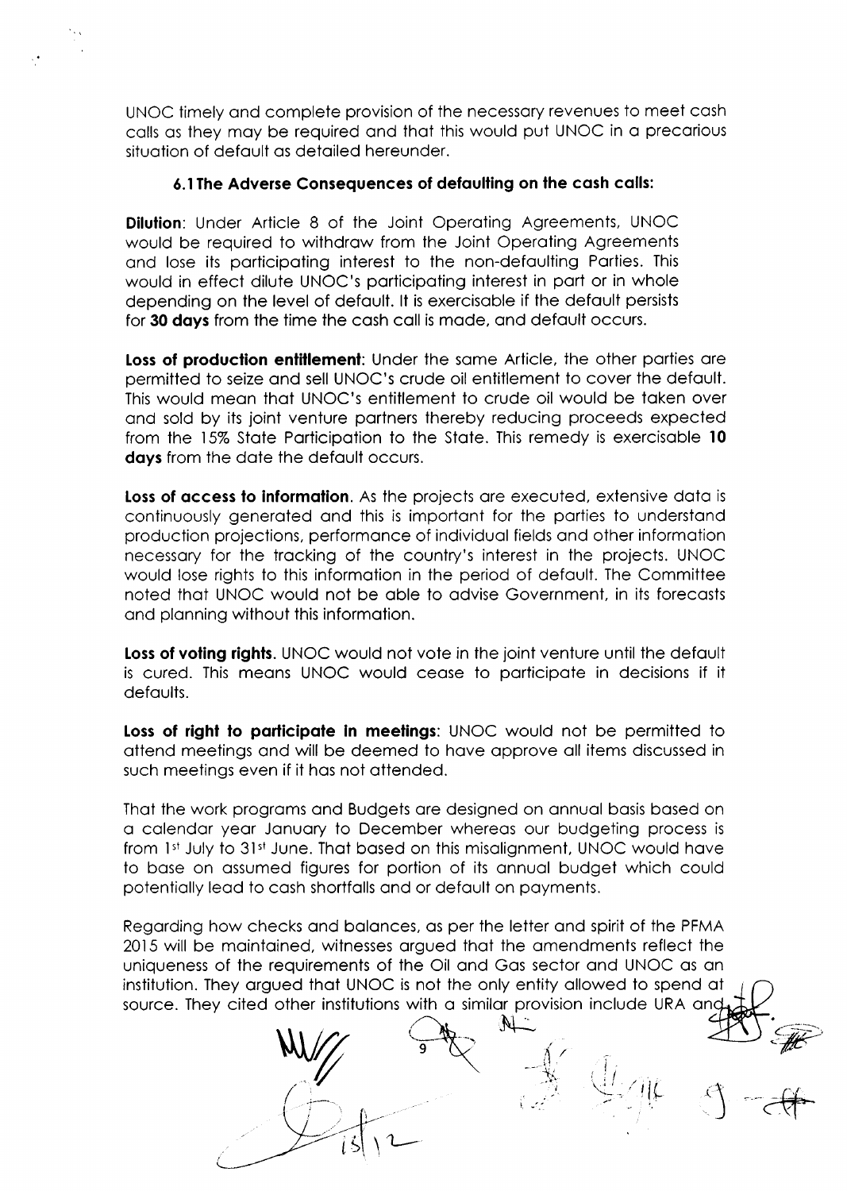UNOC timely and complete provision of the necessary revenues to meet cash calls as they may be required and that this would put UNOC in a precarious situation of default as detailed hereunder.

### 6.1 The Adverse Consequences of defaulting on the cash calls:

**Dilution**: Under Article 8 of the Joint Operating Agreements, UNOC would be required to withdraw from the Joint Operating Agreements and lose its participating interest to the non-defaulting Parties. This would in effect dilute UNOC's participating interest in part or in whole depending on the level of default. It is exercisable if the default persists for **30 days** from the time the cash call is made, and default occurs.

**Loss of production entitlement**: Under the same Article, the other parties are permitted to seize and sell UNOC's crude oil entitlement to cover the default. This would mean that UNOC's entitlement to crude oil would be taken over and sold by its joint venture partners thereby reducing proceeds expected from the 15% State Participation to the State. This remedy is exercisable **10 days** from the date the default occurs.

**Loss of access to information**. As the projects are executed, extensive data is continuously generated and this is important for the parties to understand production projections, performance of individual fields and other information necessary for the tracking of the country's interest in the projects. UNOC would lose rights to this information in the period of default. The Committee noted that UNOC would not be able to advise Government, in its forecasts and planning without this information.

**Loss of voting rights**. UNOC would not vote in the joint venture until the default is cured. This means UNOC would cease to participate in decisions if it defaults.

**Loss of right to participate in meetings**: UNOC would not be permitted to attend meetings and will be deemed to have approve all items discussed in such meetings even if it has not attended.

That the work programs and Budgets are designed on annual basis based on a calendar year January to December whereas our budgeting process is from 1st July to 31st June. That based on this misalignment, UNOC would have to base on assumed figures for portion of its annual budget which could potentially lead to cash shortfalls and or default on payments.

Regarding how checks and balances, as per the letter and spirit of the PFMA 2015 will be maintained, witnesses argued that the amendments reflect the uniqueness of the requirements of the Oil and Gas sector and UNOC as an institution. They argued that UNOC is not the only entity allowed to spend at source. They cited other institutions with a similar provision include URA and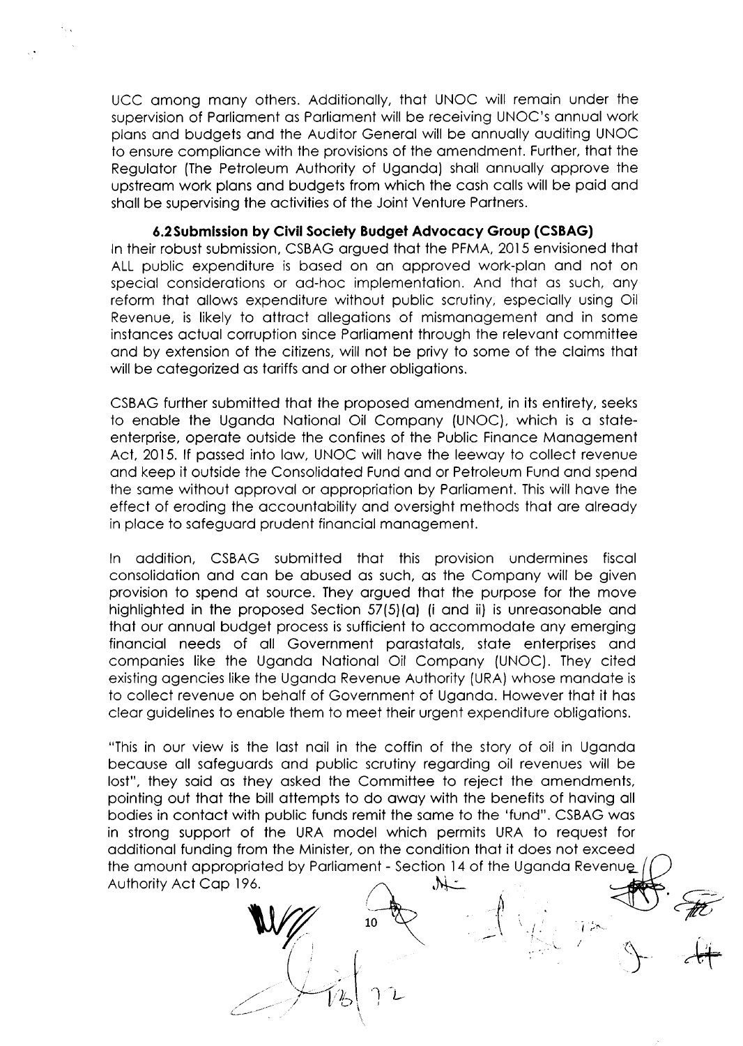UCC among many others. Additionally, that UNOC will remain under the supervision of Parliament as Parliament will be receiving UNOC's annual work plans and budgets and the Auditor General will be annually auditing UNOC to ensure compliance with the provisions of the amendment. Further, that the Regulator (The Petroleum Authority of Uganda) shall annually approve the upstream work plans and budgets from which the cash calls will be paid and shall be supervising the activities of the Joint Venture Partners.

### 6.2 Submission by Civil Society Budget Advocacy Group (CSBAG)

In their robust submission, CSBAG argued that the PFMA, 2015 envisioned that ALL public expenditure is based on an approved work-plan and not on special considerations or ad-hoc implementation. And that as such, any reform that allows expenditure without public scrutiny, especially using Oil Revenue, is likely to attract allegations of mismanagement and in some instances actual corruption since Parliament through the relevant committee and by extension of the citizens, will not be privy to some of the claims that will be categorized as tariffs and or other obligations.

CSBAG further submitted that the proposed amendment, in its entirety, seeks to enable the Uganda National Oil Company (UNOC), which is a state-enterprise, operate outside the confines of the Public Finance Management Act, 2015. If passed into law, UNOC will have the leeway to collect revenue and keep it outside the Consolidated Fund and or Petroleum Fund and spend the same without approval or appropriation by Parliament. This will have the effect of eroding the accountability and oversight methods that are already in place to safeguard prudent financial management.

In addition, CSBAG submitted that this provision undermines fiscal consolidation and can be abused as such, as the Company will be given provision to spend at source. They argued that the purpose for the move highlighted in the proposed Section 57(5)(a) (i and ii) is unreasonable and that our annual budget process is sufficient to accommodate any emerging financial needs of all Government parastatals, state enterprises and companies like the Uganda National Oil Company (UNOC). They cited existing agencies like the Uganda Revenue Authority (URA) whose mandate is to collect revenue on behalf of Government of Uganda. However that it has clear guidelines to enable them to meet their urgent expenditure obligations.

"This in our view is the last nail in the coffin of the story of oil in Uganda because all safeguards and public scrutiny regarding oil revenues will be lost", they said as they asked the Committee to reject the amendments, pointing out that the bill attempts to do away with the benefits of having all bodies in contact with public funds remit the same to the 'fund". CSBAG was in strong support of the URA model which permits URA to request for additional funding from the Minister, on the condition that it does not exceed the amount appropriated by Parliament - Section 14 of the Uganda Revenue Authority Act Cap 196.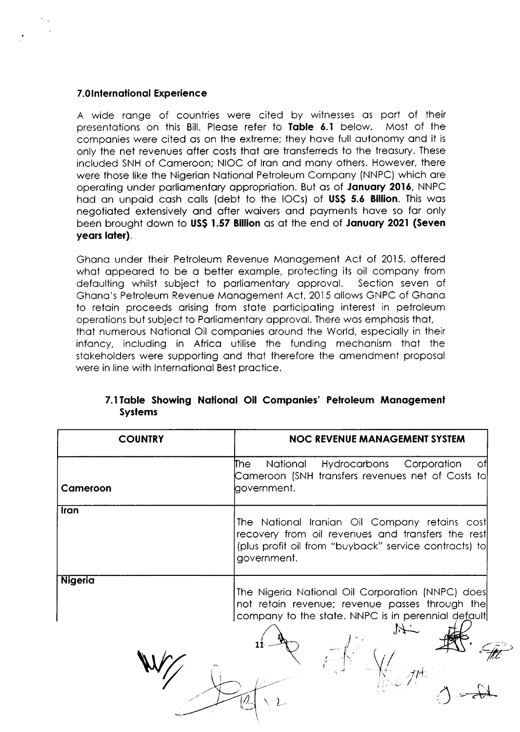## 7.0 International Experience

A wide range of countries were cited by witnesses as part of their presentations on this Bill. Please refer to **Table 6.1** below. Most of the companies were cited as on the extreme; they have full autonomy and it is only the net revenues after costs that are transferreds to the treasury. These included SNH of Cameroon; NIOC of Iran and many others. However, there were those like the Nigerian National Petroleum Company (NNPC) which are operating under parliamentary appropriation. But as of **January 2016**, NNPC had an unpaid cash calls (debt to the IOCs) of **US$ 5.6 Billion**. This was negotiated extensively and after waivers and payments have so far only been brought down to **US$ 1.57 Billion** as at the end of **January 2021 (Seven years later)**.

Ghana under their Petroleum Revenue Management Act of 2015, offered what appeared to be a better example, protecting its oil company from defaulting whilst subject to parliamentary approval. Section seven of Ghana's Petroleum Revenue Management Act, 2015 allows GNPC of Ghana to retain proceeds arising from state participating interest in petroleum operations but subject to Parliamentary approval. There was emphasis that, that numerous National Oil companies around the World, especially in their infancy, including in Africa utilise the funding mechanism that the stakeholders were supporting and that therefore the amendment proposal were in line with International Best practice.

### 7.1 Table Showing National Oil Companies' Petroleum Management Systems

| COUNTRY | NOC REVENUE MANAGEMENT SYSTEM |
|---|---|
| Cameroon | The National Hydrocarbons Corporation of Cameroon (SNH transfers revenues net of Costs to government. |
| Iran | The National Iranian Oil Company retains cost recovery from oil revenues and transfers the rest (plus profit oil from "buyback" service contracts) to government. |
| Nigeria | The Nigeria National Oil Corporation (NNPC) does not retain revenue; revenue passes through the company to the state. NNPC is in perennial default |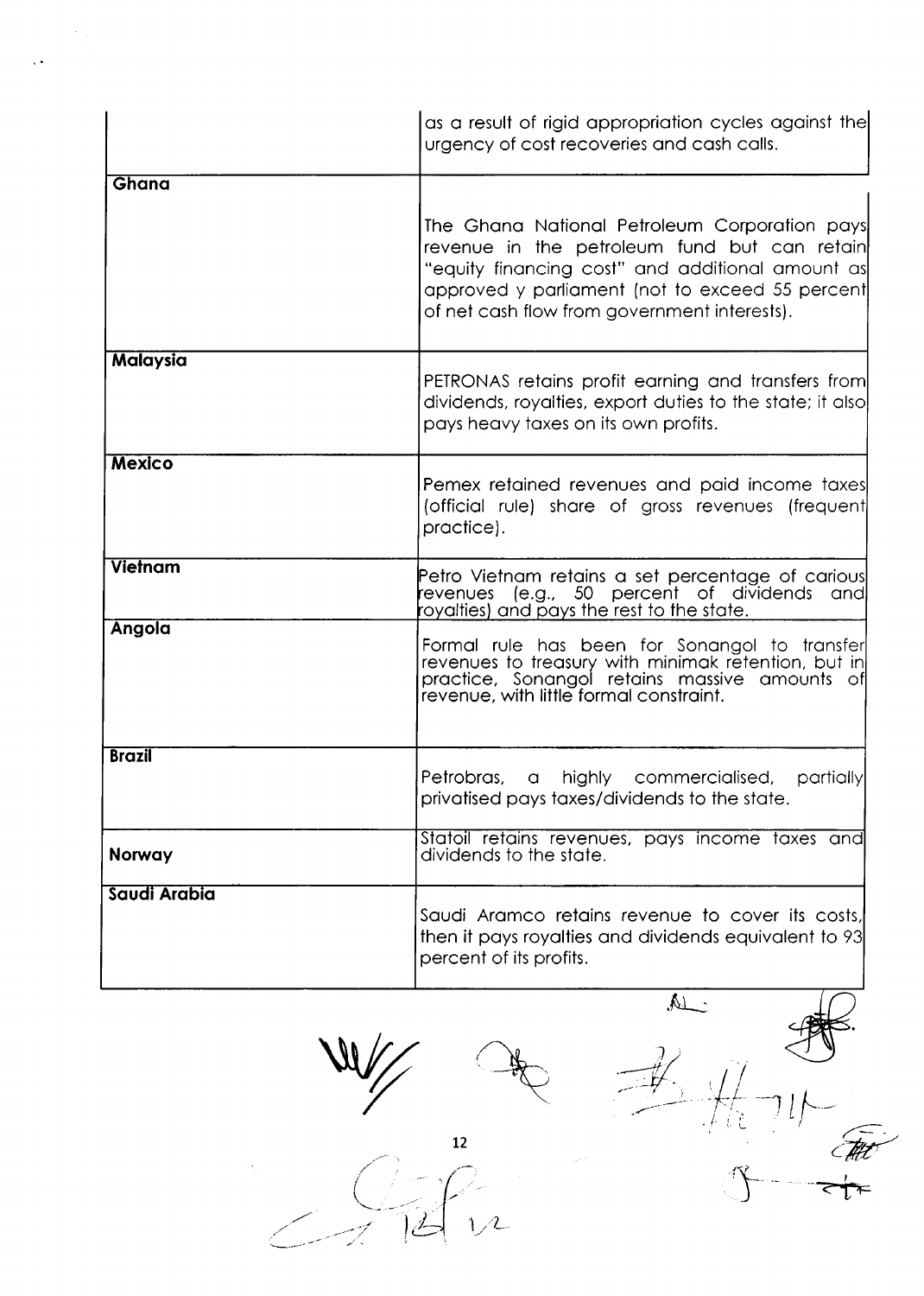| | |
|---|---|
| | as a result of rigid appropriation cycles against the urgency of cost recoveries and cash calls. |
| **Ghana** | The Ghana National Petroleum Corporation pays revenue in the petroleum fund but can retain "equity financing cost" and additional amount as approved y parliament (not to exceed 55 percent of net cash flow from government interests). |
| **Malaysia** | PETRONAS retains profit earning and transfers from dividends, royalties, export duties to the state; it also pays heavy taxes on its own profits. |
| **Mexico** | Pemex retained revenues and paid income taxes (official rule) share of gross revenues (frequent practice). |
| **Vietnam** | Petro Vietnam retains a set percentage of carious revenues (e.g., 50 percent of dividends and royalties) and pays the rest to the state. |
| **Angola** | Formal rule has been for Sonangol to transfer revenues to treasury with minimak retention, but in practice, Sonangol retains massive amounts of revenue, with little formal constraint. |
| **Brazil** | Petrobras, a highly commercialised, partially privatised pays taxes/dividends to the state. |
| **Norway** | Statoil retains revenues, pays income taxes and dividends to the state. |
| **Saudi Arabia** | Saudi Aramco retains revenue to cover its costs, then it pays royalties and dividends equivalent to 93 percent of its profits. |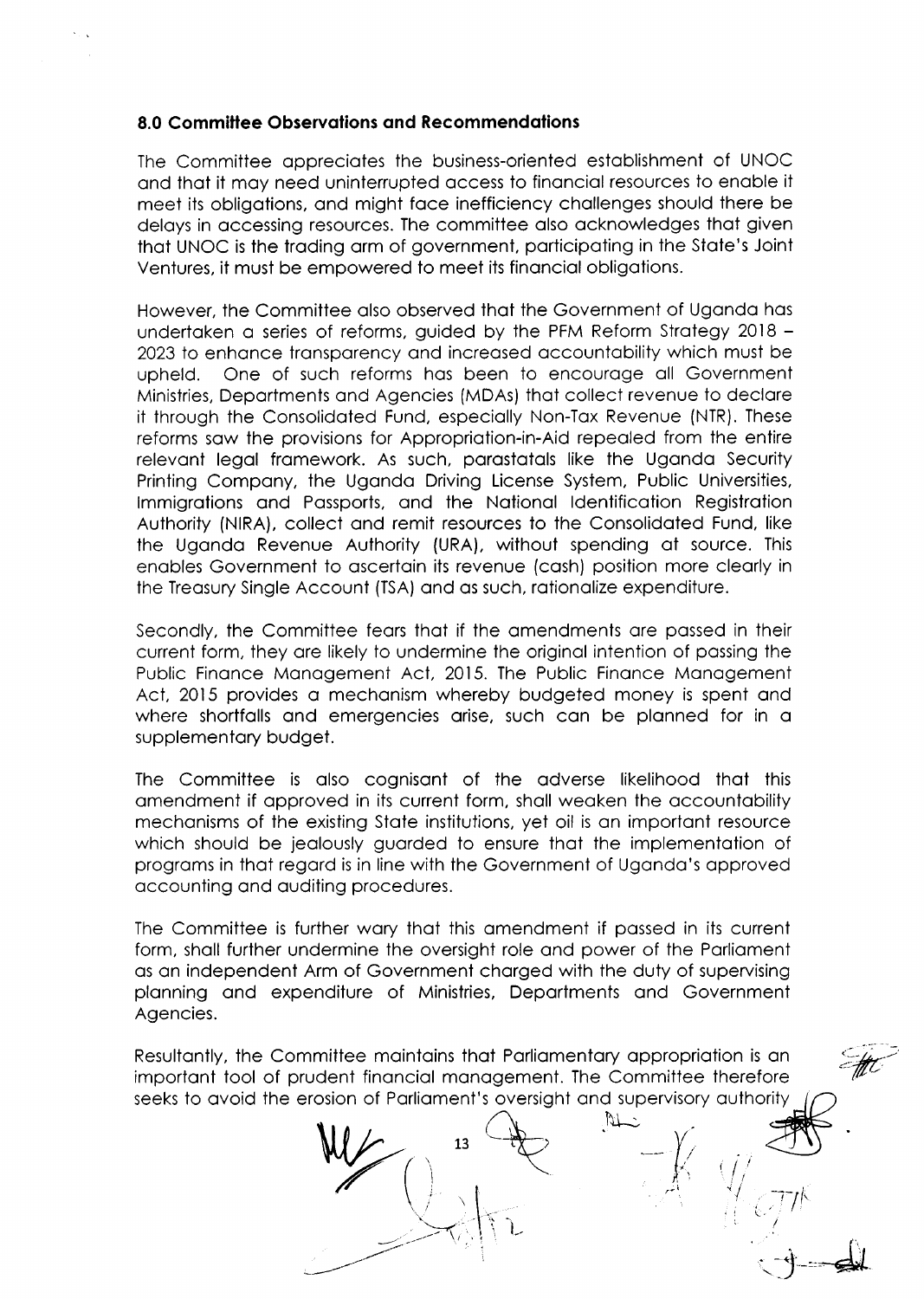### 8.0 Committee Observations and Recommendations

The Committee appreciates the business-oriented establishment of UNOC and that it may need uninterrupted access to financial resources to enable it meet its obligations, and might face inefficiency challenges should there be delays in accessing resources. The committee also acknowledges that given that UNOC is the trading arm of government, participating in the State's Joint Ventures, it must be empowered to meet its financial obligations.

However, the Committee also observed that the Government of Uganda has undertaken a series of reforms, guided by the PFM Reform Strategy 2018 – 2023 to enhance transparency and increased accountability which must be upheld. One of such reforms has been to encourage all Government Ministries, Departments and Agencies (MDAs) that collect revenue to declare it through the Consolidated Fund, especially Non-Tax Revenue (NTR). These reforms saw the provisions for Appropriation-in-Aid repealed from the entire relevant legal framework. As such, parastatals like the Uganda Security Printing Company, the Uganda Driving License System, Public Universities, Immigrations and Passports, and the National Identification Registration Authority (NIRA), collect and remit resources to the Consolidated Fund, like the Uganda Revenue Authority (URA), without spending at source. This enables Government to ascertain its revenue (cash) position more clearly in the Treasury Single Account (TSA) and as such, rationalize expenditure.

Secondly, the Committee fears that if the amendments are passed in their current form, they are likely to undermine the original intention of passing the Public Finance Management Act, 2015. The Public Finance Management Act, 2015 provides a mechanism whereby budgeted money is spent and where shortfalls and emergencies arise, such can be planned for in a supplementary budget.

The Committee is also cognisant of the adverse likelihood that this amendment if approved in its current form, shall weaken the accountability mechanisms of the existing State institutions, yet oil is an important resource which should be jealously guarded to ensure that the implementation of programs in that regard is in line with the Government of Uganda's approved accounting and auditing procedures.

The Committee is further wary that this amendment if passed in its current form, shall further undermine the oversight role and power of the Parliament as an independent Arm of Government charged with the duty of supervising planning and expenditure of Ministries, Departments and Government Agencies.

Resultantly, the Committee maintains that Parliamentary appropriation is an important tool of prudent financial management. The Committee therefore seeks to avoid the erosion of Parliament's oversight and supervisory authority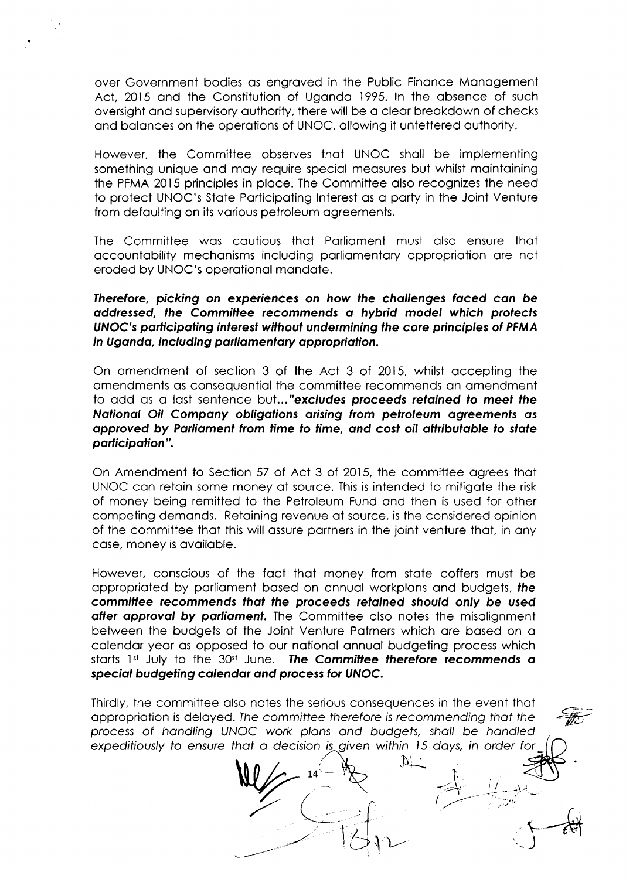over Government bodies as engraved in the Public Finance Management Act, 2015 and the Constitution of Uganda 1995. In the absence of such oversight and supervisory authority, there will be a clear breakdown of checks and balances on the operations of UNOC, allowing it unfettered authority.

However, the Committee observes that UNOC shall be implementing something unique and may require special measures but whilst maintaining the PFMA 2015 principles in place. The Committee also recognizes the need to protect UNOC's State Participating Interest as a party in the Joint Venture from defaulting on its various petroleum agreements.

The Committee was cautious that Parliament must also ensure that accountability mechanisms including parliamentary appropriation are not eroded by UNOC's operational mandate.

***Therefore, picking on experiences on how the challenges faced can be addressed, the Committee recommends a hybrid model which protects UNOC's participating interest without undermining the core principles of PFMA in Uganda, including parliamentary appropriation.***

On amendment of section 3 of the Act 3 of 2015, whilst accepting the amendments as consequential the committee recommends an amendment to add as a last sentence but...***"excludes proceeds retained to meet the National Oil Company obligations arising from petroleum agreements as approved by Parliament from time to time, and cost oil attributable to state participation".***

On Amendment to Section 57 of Act 3 of 2015, the committee agrees that UNOC can retain some money at source. This is intended to mitigate the risk of money being remitted to the Petroleum Fund and then is used for other competing demands. Retaining revenue at source, is the considered opinion of the committee that this will assure partners in the joint venture that, in any case, money is available.

However, conscious of the fact that money from state coffers must be appropriated by parliament based on annual workplans and budgets, ***the committee recommends that the proceeds retained should only be used after approval by parliament.*** The Committee also notes the misalignment between the budgets of the Joint Venture Patrners which are based on a calendar year as opposed to our national annual budgeting process which starts 1st July to the 30st June. ***The Committee therefore recommends a special budgeting calendar and process for UNOC.***

Thirdly, the committee also notes the serious consequences in the event that appropriation is delayed. *The committee therefore is recommending that the process of handling UNOC work plans and budgets, shall be handled expeditiously to ensure that a decision is given within 15 days, in order for*